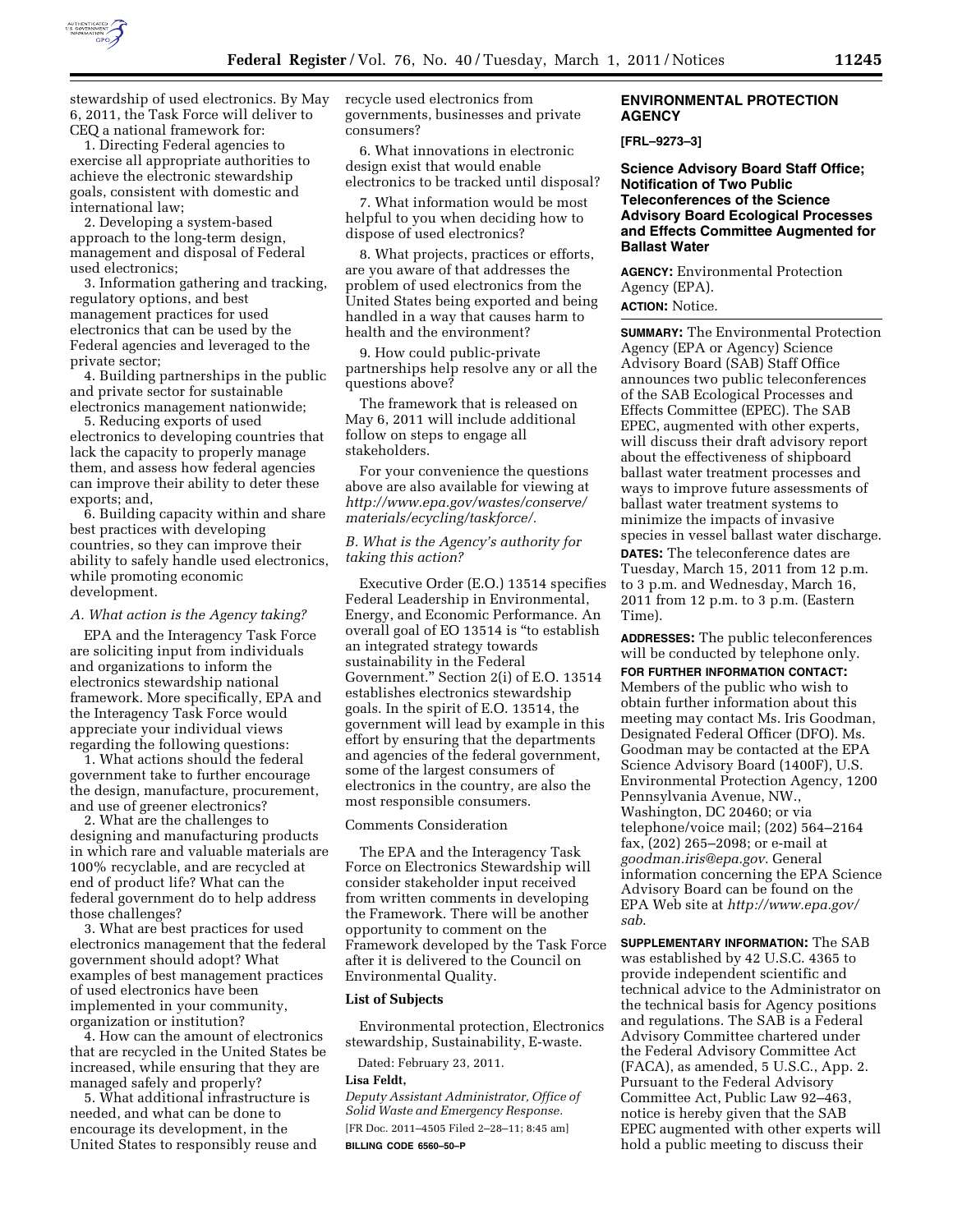stewardship of used electronics. By May 6, 2011, the Task Force will deliver to CEQ a national framework for:

1. Directing Federal agencies to exercise all appropriate authorities to achieve the electronic stewardship goals, consistent with domestic and international law;
2. Developing a system-based approach to the long-term design, management and disposal of Federal used electronics;
3. Information gathering and tracking, regulatory options, and best management practices for used electronics that can be used by the Federal agencies and leveraged to the private sector;
4. Building partnerships in the public and private sector for sustainable electronics management nationwide;
5. Reducing exports of used electronics to developing countries that lack the capacity to properly manage them, and assess how federal agencies can improve their ability to deter these exports; and,
6. Building capacity within and share best practices with developing countries, so they can improve their ability to safely handle used electronics, while promoting economic development.

*A. What action is the Agency taking?*

EPA and the Interagency Task Force are soliciting input from individuals and organizations to inform the electronics stewardship national framework. More specifically, EPA and the Interagency Task Force would appreciate your individual views regarding the following questions:

1. What actions should the federal government take to further encourage the design, manufacture, procurement, and use of greener electronics?
2. What are the challenges to designing and manufacturing products in which rare and valuable materials are 100% recyclable, and are recycled at end of product life? What can the federal government do to help address those challenges?
3. What are best practices for used electronics management that the federal government should adopt? What examples of best management practices of used electronics have been implemented in your community, organization or institution?
4. How can the amount of electronics that are recycled in the United States be increased, while ensuring that they are managed safely and properly?
5. What additional infrastructure is needed, and what can be done to encourage its development, in the United States to responsibly reuse and recycle used electronics from governments, businesses and private consumers?
6. What innovations in electronic design exist that would enable electronics to be tracked until disposal?
7. What information would be most helpful to you when deciding how to dispose of used electronics?
8. What projects, practices or efforts, are you aware of that addresses the problem of used electronics from the United States being exported and being handled in a way that causes harm to health and the environment?
9. How could public-private partnerships help resolve any or all the questions above?

The framework that is released on May 6, 2011 will include additional follow on steps to engage all stakeholders.

For your convenience the questions above are also available for viewing at *http://www.epa.gov/wastes/conserve/materials/ecycling/taskforce/*.

*B. What is the Agency's authority for taking this action?*

Executive Order (E.O.) 13514 specifies Federal Leadership in Environmental, Energy, and Economic Performance. An overall goal of EO 13514 is "to establish an integrated strategy towards sustainability in the Federal Government." Section 2(i) of E.O. 13514 establishes electronics stewardship goals. In the spirit of E.O. 13514, the government will lead by example in this effort by ensuring that the departments and agencies of the federal government, some of the largest consumers of electronics in the country, are also the most responsible consumers.

Comments Consideration

The EPA and the Interagency Task Force on Electronics Stewardship will consider stakeholder input received from written comments in developing the Framework. There will be another opportunity to comment on the Framework developed by the Task Force after it is delivered to the Council on Environmental Quality.

**List of Subjects**

Environmental protection, Electronics stewardship, Sustainability, E-waste.

Dated: February 23, 2011.

**Lisa Feldt,**

*Deputy Assistant Administrator, Office of Solid Waste and Emergency Response.*

[FR Doc. 2011–4505 Filed 2–28–11; 8:45 am]

**BILLING CODE 6560–50–P**

## ENVIRONMENTAL PROTECTION AGENCY

**[FRL–9273–3]**

### Science Advisory Board Staff Office; Notification of Two Public Teleconferences of the Science Advisory Board Ecological Processes and Effects Committee Augmented for Ballast Water

**AGENCY:** Environmental Protection Agency (EPA).

**ACTION:** Notice.

**SUMMARY:** The Environmental Protection Agency (EPA or Agency) Science Advisory Board (SAB) Staff Office announces two public teleconferences of the SAB Ecological Processes and Effects Committee (EPEC). The SAB EPEC, augmented with other experts, will discuss their draft advisory report about the effectiveness of shipboard ballast water treatment processes and ways to improve future assessments of ballast water treatment systems to minimize the impacts of invasive species in vessel ballast water discharge.

**DATES:** The teleconference dates are Tuesday, March 15, 2011 from 12 p.m. to 3 p.m. and Wednesday, March 16, 2011 from 12 p.m. to 3 p.m. (Eastern Time).

**ADDRESSES:** The public teleconferences will be conducted by telephone only.

**FOR FURTHER INFORMATION CONTACT:** Members of the public who wish to obtain further information about this meeting may contact Ms. Iris Goodman, Designated Federal Officer (DFO). Ms. Goodman may be contacted at the EPA Science Advisory Board (1400F), U.S. Environmental Protection Agency, 1200 Pennsylvania Avenue, NW., Washington, DC 20460; or via telephone/voice mail; (202) 564–2164 fax, (202) 265–2098; or e-mail at *goodman.iris@epa.gov*. General information concerning the EPA Science Advisory Board can be found on the EPA Web site at *http://www.epa.gov/sab*.

**SUPPLEMENTARY INFORMATION:** The SAB was established by 42 U.S.C. 4365 to provide independent scientific and technical advice to the Administrator on the technical basis for Agency positions and regulations. The SAB is a Federal Advisory Committee chartered under the Federal Advisory Committee Act (FACA), as amended, 5 U.S.C., App. 2. Pursuant to the Federal Advisory Committee Act, Public Law 92–463, notice is hereby given that the SAB EPEC augmented with other experts will hold a public meeting to discuss their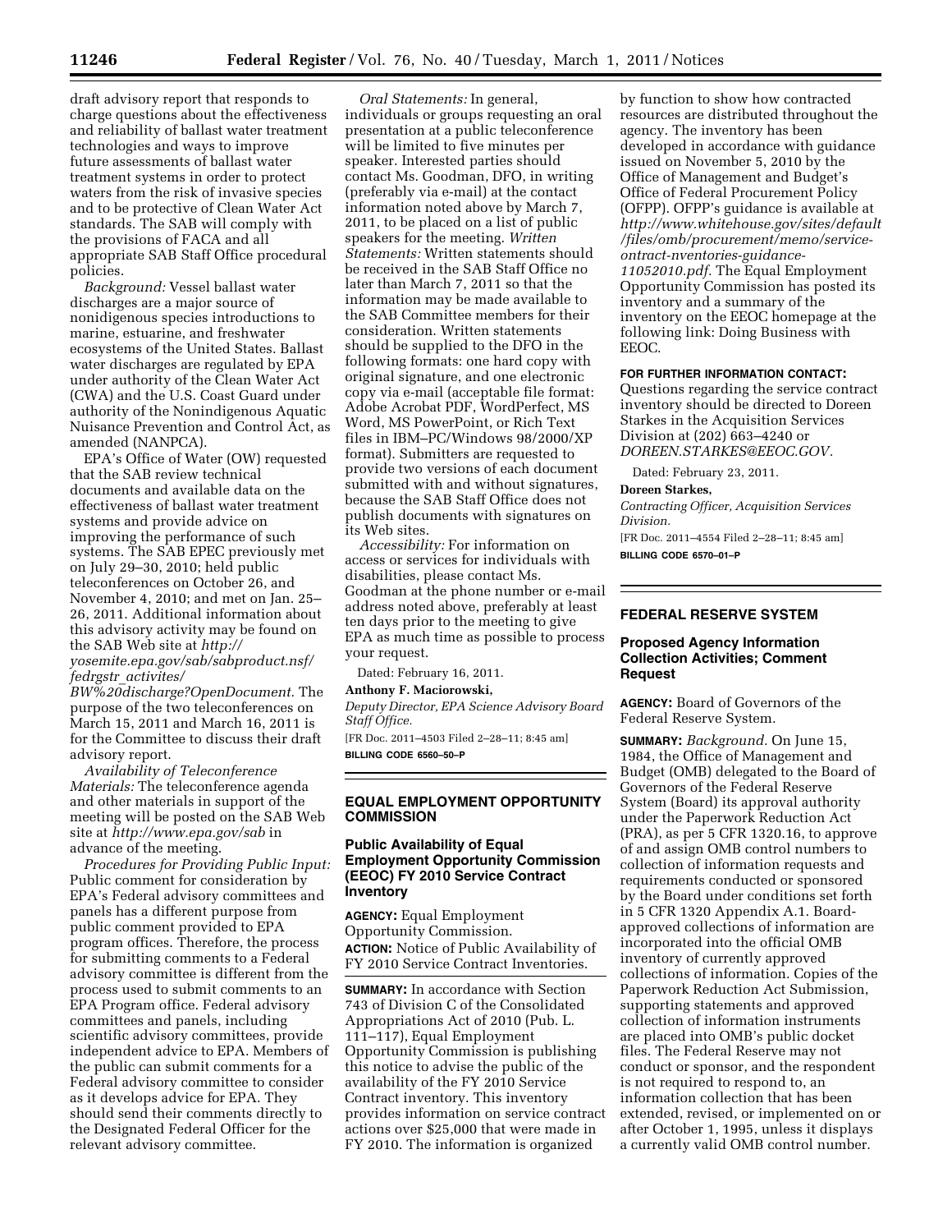draft advisory report that responds to charge questions about the effectiveness and reliability of ballast water treatment technologies and ways to improve future assessments of ballast water treatment systems in order to protect waters from the risk of invasive species and to be protective of Clean Water Act standards. The SAB will comply with the provisions of FACA and all appropriate SAB Staff Office procedural policies.

*Background:* Vessel ballast water discharges are a major source of nonidigenous species introductions to marine, estuarine, and freshwater ecosystems of the United States. Ballast water discharges are regulated by EPA under authority of the Clean Water Act (CWA) and the U.S. Coast Guard under authority of the Nonindigenous Aquatic Nuisance Prevention and Control Act, as amended (NANPCA).

EPA's Office of Water (OW) requested that the SAB review technical documents and available data on the effectiveness of ballast water treatment systems and provide advice on improving the performance of such systems. The SAB EPEC previously met on July 29–30, 2010; held public teleconferences on October 26, and November 4, 2010; and met on Jan. 25–26, 2011. Additional information about this advisory activity may be found on the SAB Web site at *http://yosemite.epa.gov/sab/sabproduct.nsf/fedrgstr_activites/BW%20discharge?OpenDocument.* The purpose of the two teleconferences on March 15, 2011 and March 16, 2011 is for the Committee to discuss their draft advisory report.

*Availability of Teleconference Materials:* The teleconference agenda and other materials in support of the meeting will be posted on the SAB Web site at *http://www.epa.gov/sab* in advance of the meeting.

*Procedures for Providing Public Input:* Public comment for consideration by EPA's Federal advisory committees and panels has a different purpose from public comment provided to EPA program offices. Therefore, the process for submitting comments to a Federal advisory committee is different from the process used to submit comments to an EPA Program office. Federal advisory committees and panels, including scientific advisory committees, provide independent advice to EPA. Members of the public can submit comments for a Federal advisory committee to consider as it develops advice for EPA. They should send their comments directly to the Designated Federal Officer for the relevant advisory committee.

*Oral Statements:* In general, individuals or groups requesting an oral presentation at a public teleconference will be limited to five minutes per speaker. Interested parties should contact Ms. Goodman, DFO, in writing (preferably via e-mail) at the contact information noted above by March 7, 2011, to be placed on a list of public speakers for the meeting. *Written Statements:* Written statements should be received in the SAB Staff Office no later than March 7, 2011 so that the information may be made available to the SAB Committee members for their consideration. Written statements should be supplied to the DFO in the following formats: one hard copy with original signature, and one electronic copy via e-mail (acceptable file format: Adobe Acrobat PDF, WordPerfect, MS Word, MS PowerPoint, or Rich Text files in IBM–PC/Windows 98/2000/XP format). Submitters are requested to provide two versions of each document submitted with and without signatures, because the SAB Staff Office does not publish documents with signatures on its Web sites.

*Accessibility:* For information on access or services for individuals with disabilities, please contact Ms. Goodman at the phone number or e-mail address noted above, preferably at least ten days prior to the meeting to give EPA as much time as possible to process your request.

Dated: February 16, 2011.

**Anthony F. Maciorowski,**

*Deputy Director, EPA Science Advisory Board Staff Office.*

[FR Doc. 2011–4503 Filed 2–28–11; 8:45 am]

**BILLING CODE 6560–50–P**

## EQUAL EMPLOYMENT OPPORTUNITY COMMISSION

### Public Availability of Equal Employment Opportunity Commission (EEOC) FY 2010 Service Contract Inventory

**AGENCY:** Equal Employment Opportunity Commission.

**ACTION:** Notice of Public Availability of FY 2010 Service Contract Inventories.

**SUMMARY:** In accordance with Section 743 of Division C of the Consolidated Appropriations Act of 2010 (Pub. L. 111–117), Equal Employment Opportunity Commission is publishing this notice to advise the public of the availability of the FY 2010 Service Contract inventory. This inventory provides information on service contract actions over $25,000 that were made in FY 2010. The information is organized by function to show how contracted resources are distributed throughout the agency. The inventory has been developed in accordance with guidance issued on November 5, 2010 by the Office of Management and Budget's Office of Federal Procurement Policy (OFPP). OFPP's guidance is available at *http://www.whitehouse.gov/sites/default/files/omb/procurement/memo/service-ontract-nventories-guidance-11052010.pdf.* The Equal Employment Opportunity Commission has posted its inventory and a summary of the inventory on the EEOC homepage at the following link: Doing Business with EEOC.

**FOR FURTHER INFORMATION CONTACT:** Questions regarding the service contract inventory should be directed to Doreen Starkes in the Acquisition Services Division at (202) 663–4240 or *DOREEN.STARKES@EEOC.GOV.*

Dated: February 23, 2011.

**Doreen Starkes,**

*Contracting Officer, Acquisition Services Division.*

[FR Doc. 2011–4554 Filed 2–28–11; 8:45 am]

**BILLING CODE 6570–01–P**

## FEDERAL RESERVE SYSTEM

### Proposed Agency Information Collection Activities; Comment Request

**AGENCY:** Board of Governors of the Federal Reserve System.

**SUMMARY:** *Background.* On June 15, 1984, the Office of Management and Budget (OMB) delegated to the Board of Governors of the Federal Reserve System (Board) its approval authority under the Paperwork Reduction Act (PRA), as per 5 CFR 1320.16, to approve of and assign OMB control numbers to collection of information requests and requirements conducted or sponsored by the Board under conditions set forth in 5 CFR 1320 Appendix A.1. Board-approved collections of information are incorporated into the official OMB inventory of currently approved collections of information. Copies of the Paperwork Reduction Act Submission, supporting statements and approved collection of information instruments are placed into OMB's public docket files. The Federal Reserve may not conduct or sponsor, and the respondent is not required to respond to, an information collection that has been extended, revised, or implemented on or after October 1, 1995, unless it displays a currently valid OMB control number.